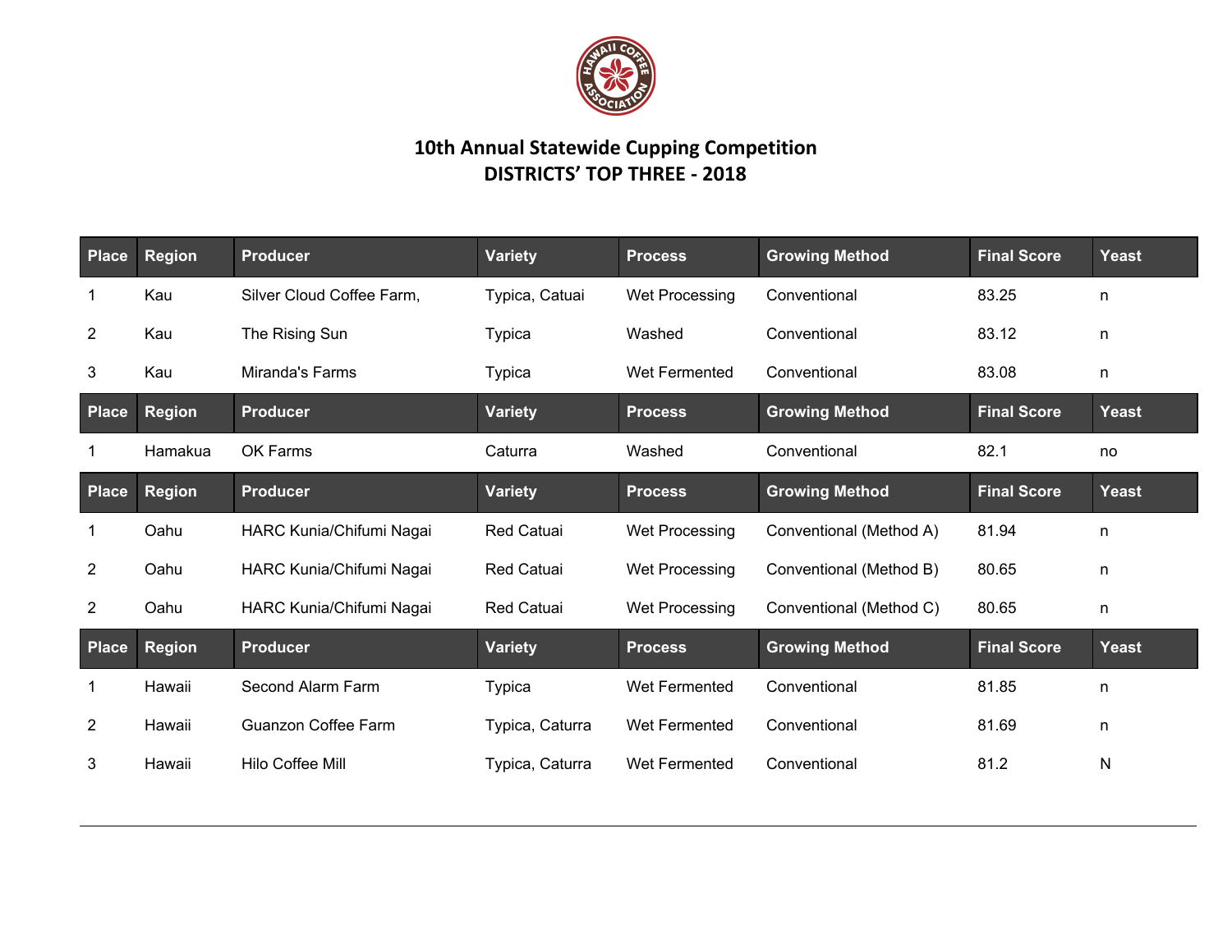# 10th Annual Statewide Cupping Competition

## DISTRICTS' TOP THREE - 2018

| Place | Region | Producer | Variety | Process | Growing Method | Final Score | Yeast |
|---|---|---|---|---|---|---|---|
| 1 | Kau | Silver Cloud Coffee Farm, | Typica, Catuai | Wet Processing | Conventional | 83.25 | n |
| 2 | Kau | The Rising Sun | Typica | Washed | Conventional | 83.12 | n |
| 3 | Kau | Miranda's Farms | Typica | Wet Fermented | Conventional | 83.08 | n |

| Place | Region | Producer | Variety | Process | Growing Method | Final Score | Yeast |
|---|---|---|---|---|---|---|---|
| 1 | Hamakua | OK Farms | Caturra | Washed | Conventional | 82.1 | no |

| Place | Region | Producer | Variety | Process | Growing Method | Final Score | Yeast |
|---|---|---|---|---|---|---|---|
| 1 | Oahu | HARC Kunia/Chifumi Nagai | Red Catuai | Wet Processing | Conventional (Method A) | 81.94 | n |
| 2 | Oahu | HARC Kunia/Chifumi Nagai | Red Catuai | Wet Processing | Conventional (Method B) | 80.65 | n |
| 2 | Oahu | HARC Kunia/Chifumi Nagai | Red Catuai | Wet Processing | Conventional (Method C) | 80.65 | n |

| Place | Region | Producer | Variety | Process | Growing Method | Final Score | Yeast |
|---|---|---|---|---|---|---|---|
| 1 | Hawaii | Second Alarm Farm | Typica | Wet Fermented | Conventional | 81.85 | n |
| 2 | Hawaii | Guanzon Coffee Farm | Typica, Caturra | Wet Fermented | Conventional | 81.69 | n |
| 3 | Hawaii | Hilo Coffee Mill | Typica, Caturra | Wet Fermented | Conventional | 81.2 | N |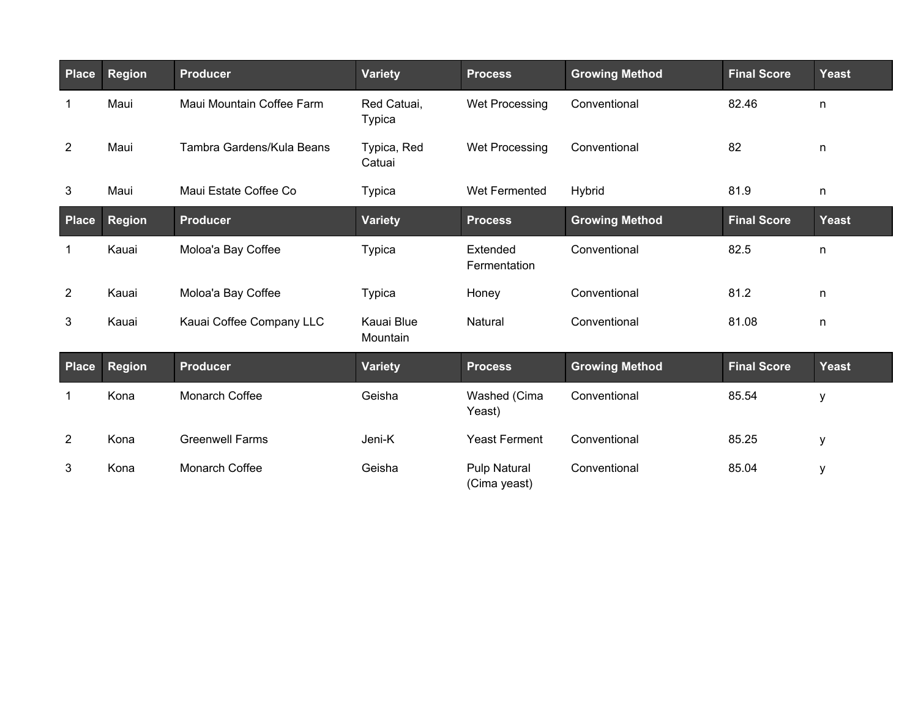| Place | Region | Producer | Variety | Process | Growing Method | Final Score | Yeast |
|---|---|---|---|---|---|---|---|
| 1 | Maui | Maui Mountain Coffee Farm | Red Catuai, Typica | Wet Processing | Conventional | 82.46 | n |
| 2 | Maui | Tambra Gardens/Kula Beans | Typica, Red Catuai | Wet Processing | Conventional | 82 | n |
| 3 | Maui | Maui Estate Coffee Co | Typica | Wet Fermented | Hybrid | 81.9 | n |
| Place | Region | Producer | Variety | Process | Growing Method | Final Score | Yeast |
| 1 | Kauai | Moloa'a Bay Coffee | Typica | Extended Fermentation | Conventional | 82.5 | n |
| 2 | Kauai | Moloa'a Bay Coffee | Typica | Honey | Conventional | 81.2 | n |
| 3 | Kauai | Kauai Coffee Company LLC | Kauai Blue Mountain | Natural | Conventional | 81.08 | n |
| Place | Region | Producer | Variety | Process | Growing Method | Final Score | Yeast |
| 1 | Kona | Monarch Coffee | Geisha | Washed (Cima Yeast) | Conventional | 85.54 | y |
| 2 | Kona | Greenwell Farms | Jeni-K | Yeast Ferment | Conventional | 85.25 | y |
| 3 | Kona | Monarch Coffee | Geisha | Pulp Natural (Cima yeast) | Conventional | 85.04 | y |